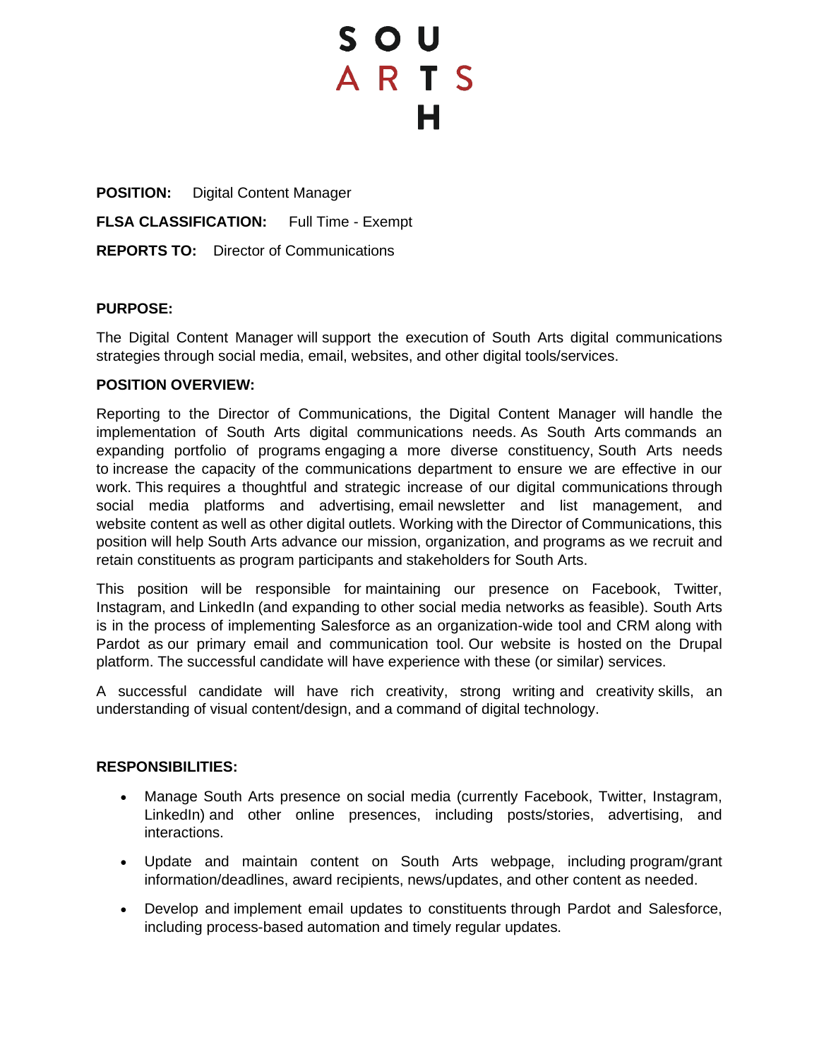# SOUTH ARTS

**POSITION:** Digital Content Manager

**FLSA CLASSIFICATION:** Full Time - Exempt

**REPORTS TO:** Director of Communications

**PURPOSE:**

The Digital Content Manager will support the execution of South Arts digital communications strategies through social media, email, websites, and other digital tools/services.

**POSITION OVERVIEW:**

Reporting to the Director of Communications, the Digital Content Manager will handle the implementation of South Arts digital communications needs. As South Arts commands an expanding portfolio of programs engaging a more diverse constituency, South Arts needs to increase the capacity of the communications department to ensure we are effective in our work. This requires a thoughtful and strategic increase of our digital communications through social media platforms and advertising, email newsletter and list management, and website content as well as other digital outlets. Working with the Director of Communications, this position will help South Arts advance our mission, organization, and programs as we recruit and retain constituents as program participants and stakeholders for South Arts.

This position will be responsible for maintaining our presence on Facebook, Twitter, Instagram, and LinkedIn (and expanding to other social media networks as feasible). South Arts is in the process of implementing Salesforce as an organization-wide tool and CRM along with Pardot as our primary email and communication tool. Our website is hosted on the Drupal platform. The successful candidate will have experience with these (or similar) services.

A successful candidate will have rich creativity, strong writing and creativity skills, an understanding of visual content/design, and a command of digital technology.

**RESPONSIBILITIES:**

- Manage South Arts presence on social media (currently Facebook, Twitter, Instagram, LinkedIn) and other online presences, including posts/stories, advertising, and interactions.
- Update and maintain content on South Arts webpage, including program/grant information/deadlines, award recipients, news/updates, and other content as needed.
- Develop and implement email updates to constituents through Pardot and Salesforce, including process-based automation and timely regular updates.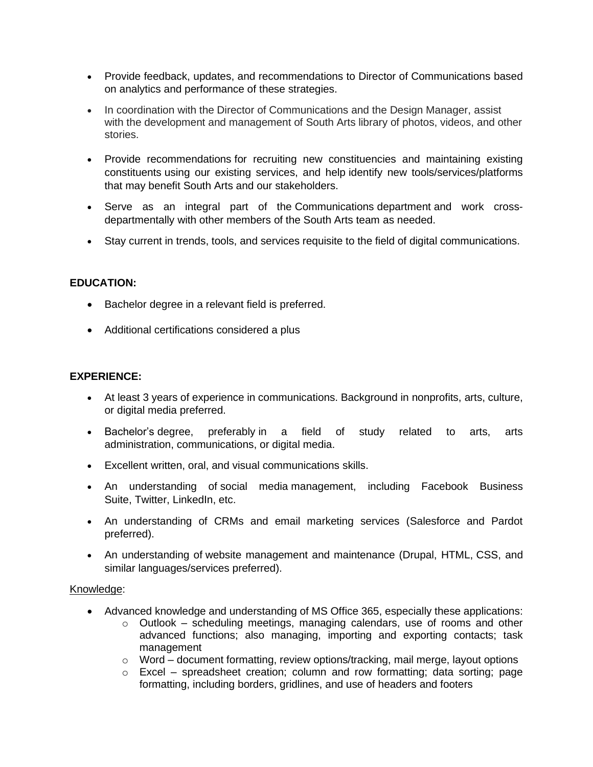- Provide feedback, updates, and recommendations to Director of Communications based on analytics and performance of these strategies.
- In coordination with the Director of Communications and the Design Manager, assist with the development and management of South Arts library of photos, videos, and other stories.
- Provide recommendations for recruiting new constituencies and maintaining existing constituents using our existing services, and help identify new tools/services/platforms that may benefit South Arts and our stakeholders.
- Serve as an integral part of the Communications department and work cross-departmentally with other members of the South Arts team as needed.
- Stay current in trends, tools, and services requisite to the field of digital communications.

**EDUCATION:**

- Bachelor degree in a relevant field is preferred.
- Additional certifications considered a plus

**EXPERIENCE:**

- At least 3 years of experience in communications. Background in nonprofits, arts, culture, or digital media preferred.
- Bachelor's degree, preferably in a field of study related to arts, arts administration, communications, or digital media.
- Excellent written, oral, and visual communications skills.
- An understanding of social media management, including Facebook Business Suite, Twitter, LinkedIn, etc.
- An understanding of CRMs and email marketing services (Salesforce and Pardot preferred).
- An understanding of website management and maintenance (Drupal, HTML, CSS, and similar languages/services preferred).

Knowledge:

- Advanced knowledge and understanding of MS Office 365, especially these applications:
  - Outlook – scheduling meetings, managing calendars, use of rooms and other advanced functions; also managing, importing and exporting contacts; task management
  - Word – document formatting, review options/tracking, mail merge, layout options
  - Excel – spreadsheet creation; column and row formatting; data sorting; page formatting, including borders, gridlines, and use of headers and footers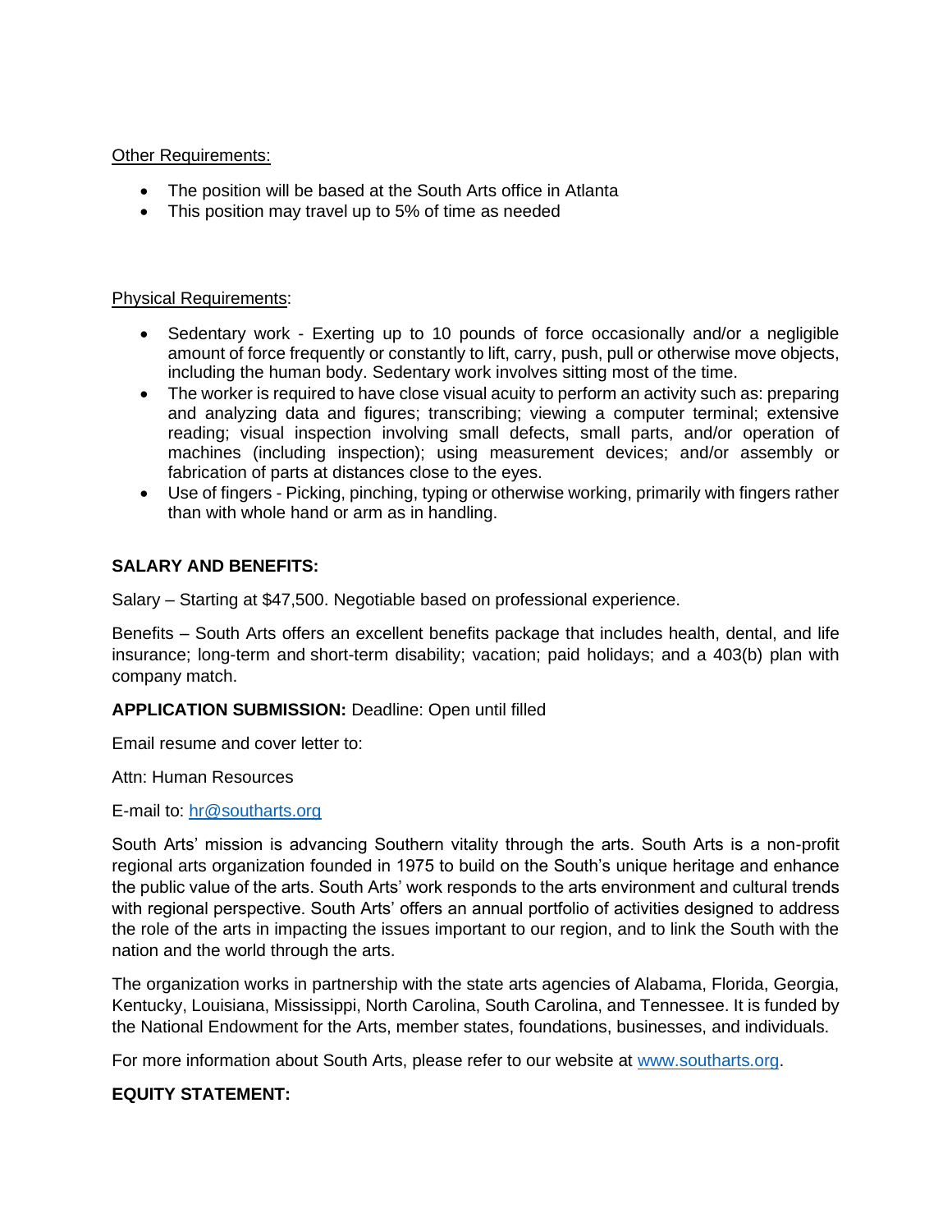Other Requirements:

- The position will be based at the South Arts office in Atlanta
- This position may travel up to 5% of time as needed

Physical Requirements:

- Sedentary work - Exerting up to 10 pounds of force occasionally and/or a negligible amount of force frequently or constantly to lift, carry, push, pull or otherwise move objects, including the human body. Sedentary work involves sitting most of the time.
- The worker is required to have close visual acuity to perform an activity such as: preparing and analyzing data and figures; transcribing; viewing a computer terminal; extensive reading; visual inspection involving small defects, small parts, and/or operation of machines (including inspection); using measurement devices; and/or assembly or fabrication of parts at distances close to the eyes.
- Use of fingers - Picking, pinching, typing or otherwise working, primarily with fingers rather than with whole hand or arm as in handling.

**SALARY AND BENEFITS:**

Salary – Starting at $47,500. Negotiable based on professional experience.

Benefits – South Arts offers an excellent benefits package that includes health, dental, and life insurance; long-term and short-term disability; vacation; paid holidays; and a 403(b) plan with company match.

**APPLICATION SUBMISSION:** Deadline: Open until filled

Email resume and cover letter to:

Attn: Human Resources

E-mail to: hr@southarts.org

South Arts' mission is advancing Southern vitality through the arts. South Arts is a non-profit regional arts organization founded in 1975 to build on the South's unique heritage and enhance the public value of the arts. South Arts' work responds to the arts environment and cultural trends with regional perspective. South Arts' offers an annual portfolio of activities designed to address the role of the arts in impacting the issues important to our region, and to link the South with the nation and the world through the arts.

The organization works in partnership with the state arts agencies of Alabama, Florida, Georgia, Kentucky, Louisiana, Mississippi, North Carolina, South Carolina, and Tennessee. It is funded by the National Endowment for the Arts, member states, foundations, businesses, and individuals.

For more information about South Arts, please refer to our website at www.southarts.org.

**EQUITY STATEMENT:**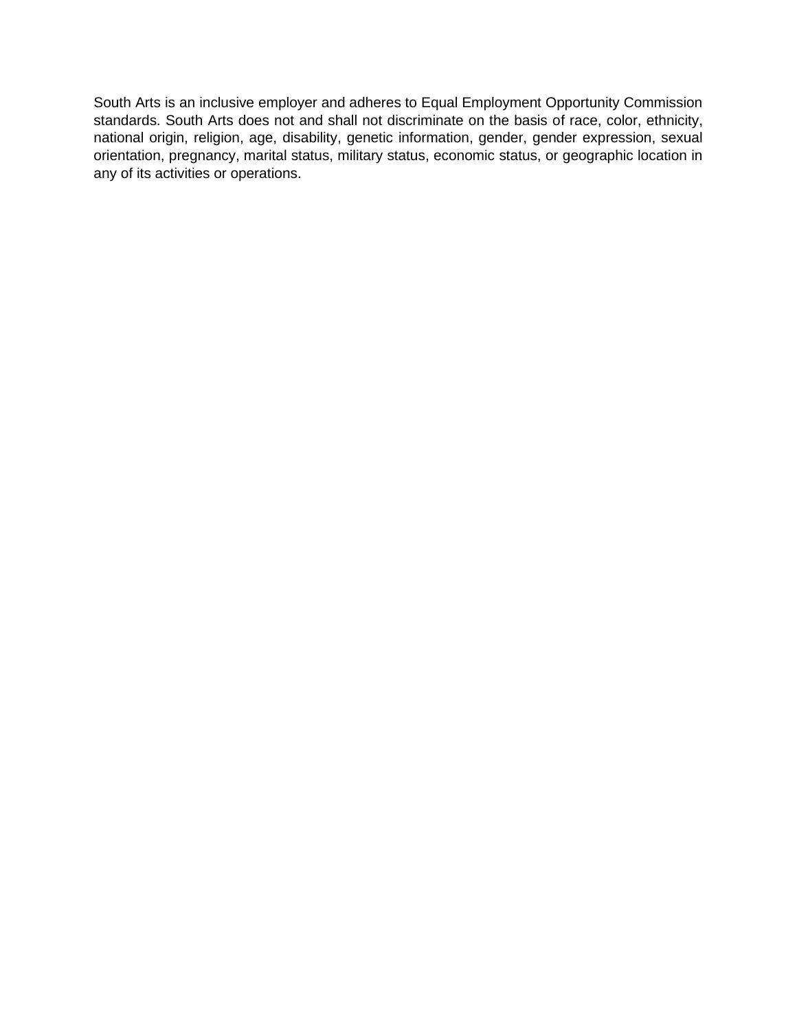South Arts is an inclusive employer and adheres to Equal Employment Opportunity Commission standards. South Arts does not and shall not discriminate on the basis of race, color, ethnicity, national origin, religion, age, disability, genetic information, gender, gender expression, sexual orientation, pregnancy, marital status, military status, economic status, or geographic location in any of its activities or operations.